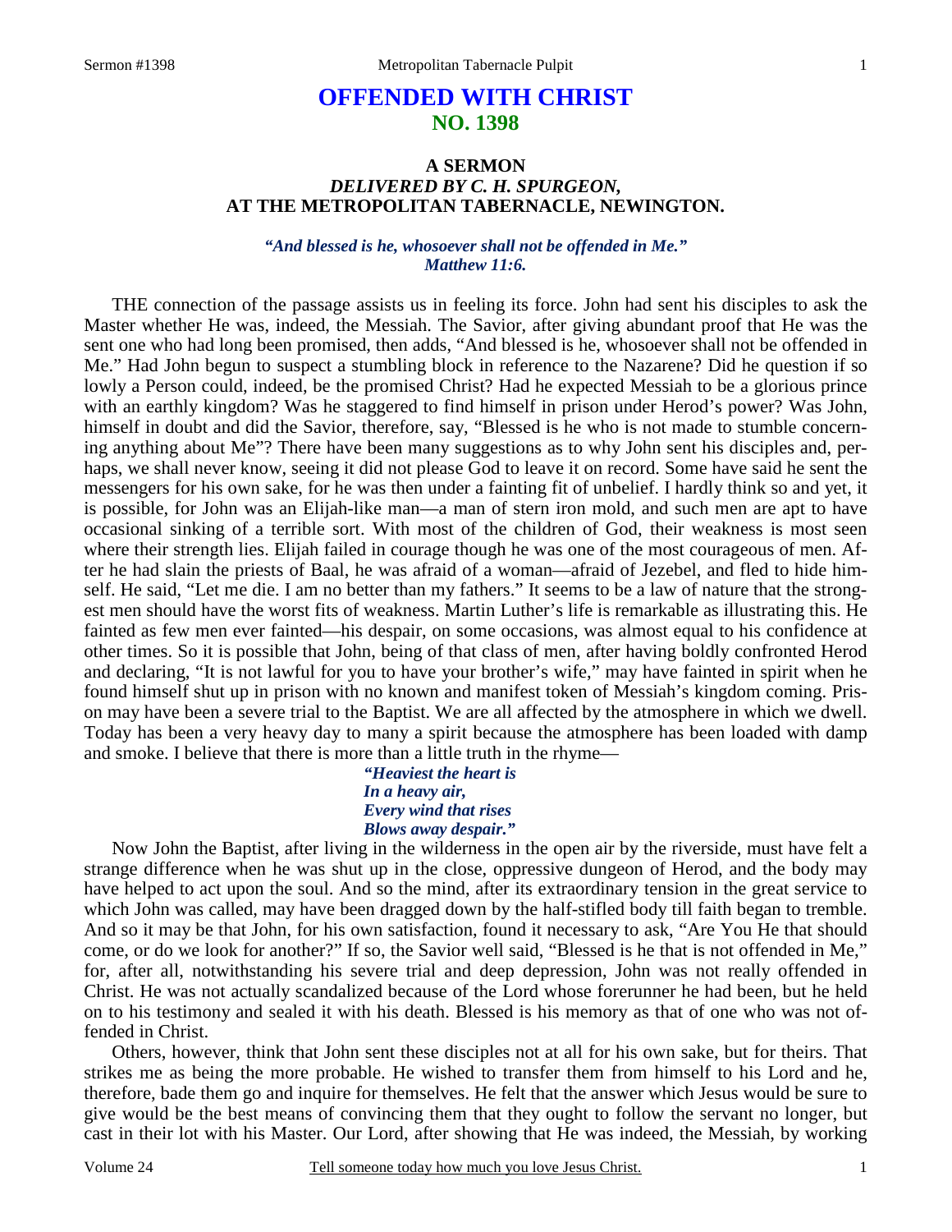# OFFENDED WITH CHRIST
## NO. 1398

### A SERMON
### *DELIVERED BY C. H. SPURGEON,*
### AT THE METROPOLITAN TABERNACLE, NEWINGTON.

***"And blessed is he, whosoever shall not be offended in Me." Matthew 11:6.***

THE connection of the passage assists us in feeling its force. John had sent his disciples to ask the Master whether He was, indeed, the Messiah. The Savior, after giving abundant proof that He was the sent one who had long been promised, then adds, "And blessed is he, whosoever shall not be offended in Me." Had John begun to suspect a stumbling block in reference to the Nazarene? Did he question if so lowly a Person could, indeed, be the promised Christ? Had he expected Messiah to be a glorious prince with an earthly kingdom? Was he staggered to find himself in prison under Herod's power? Was John, himself in doubt and did the Savior, therefore, say, "Blessed is he who is not made to stumble concerning anything about Me"? There have been many suggestions as to why John sent his disciples and, perhaps, we shall never know, seeing it did not please God to leave it on record. Some have said he sent the messengers for his own sake, for he was then under a fainting fit of unbelief. I hardly think so and yet, it is possible, for John was an Elijah-like man—a man of stern iron mold, and such men are apt to have occasional sinking of a terrible sort. With most of the children of God, their weakness is most seen where their strength lies. Elijah failed in courage though he was one of the most courageous of men. After he had slain the priests of Baal, he was afraid of a woman—afraid of Jezebel, and fled to hide himself. He said, "Let me die. I am no better than my fathers." It seems to be a law of nature that the strongest men should have the worst fits of weakness. Martin Luther's life is remarkable as illustrating this. He fainted as few men ever fainted—his despair, on some occasions, was almost equal to his confidence at other times. So it is possible that John, being of that class of men, after having boldly confronted Herod and declaring, "It is not lawful for you to have your brother's wife," may have fainted in spirit when he found himself shut up in prison with no known and manifest token of Messiah's kingdom coming. Prison may have been a severe trial to the Baptist. We are all affected by the atmosphere in which we dwell. Today has been a very heavy day to many a spirit because the atmosphere has been loaded with damp and smoke. I believe that there is more than a little truth in the rhyme—

> ***"Heaviest the heart is***
> ***In a heavy air,***
> ***Every wind that rises***
> ***Blows away despair."***

Now John the Baptist, after living in the wilderness in the open air by the riverside, must have felt a strange difference when he was shut up in the close, oppressive dungeon of Herod, and the body may have helped to act upon the soul. And so the mind, after its extraordinary tension in the great service to which John was called, may have been dragged down by the half-stifled body till faith began to tremble. And so it may be that John, for his own satisfaction, found it necessary to ask, "Are You He that should come, or do we look for another?" If so, the Savior well said, "Blessed is he that is not offended in Me," for, after all, notwithstanding his severe trial and deep depression, John was not really offended in Christ. He was not actually scandalized because of the Lord whose forerunner he had been, but he held on to his testimony and sealed it with his death. Blessed is his memory as that of one who was not offended in Christ.

Others, however, think that John sent these disciples not at all for his own sake, but for theirs. That strikes me as being the more probable. He wished to transfer them from himself to his Lord and he, therefore, bade them go and inquire for themselves. He felt that the answer which Jesus would be sure to give would be the best means of convincing them that they ought to follow the servant no longer, but cast in their lot with his Master. Our Lord, after showing that He was indeed, the Messiah, by working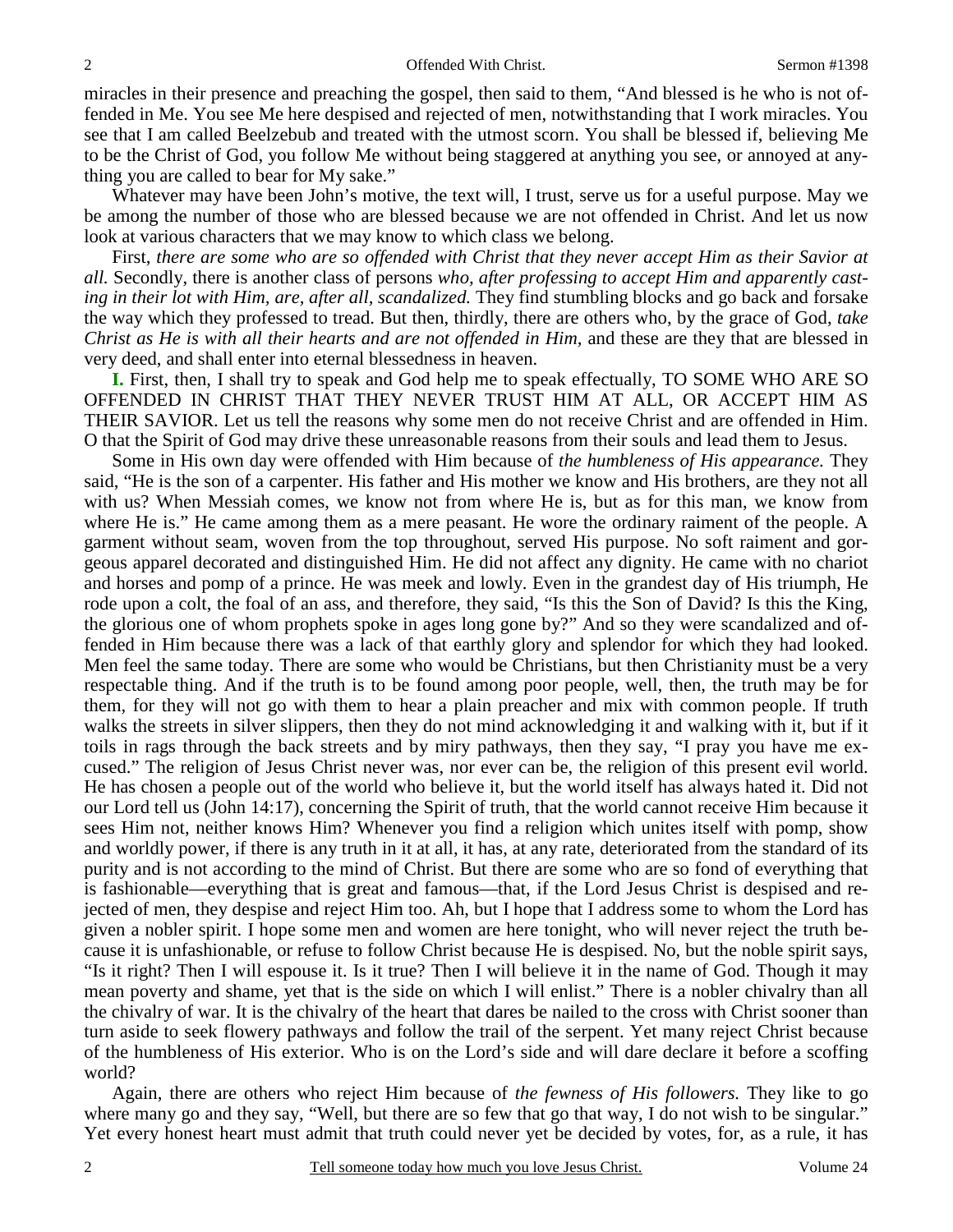miracles in their presence and preaching the gospel, then said to them, "And blessed is he who is not offended in Me. You see Me here despised and rejected of men, notwithstanding that I work miracles. You see that I am called Beelzebub and treated with the utmost scorn. You shall be blessed if, believing Me to be the Christ of God, you follow Me without being staggered at anything you see, or annoyed at anything you are called to bear for My sake."

Whatever may have been John's motive, the text will, I trust, serve us for a useful purpose. May we be among the number of those who are blessed because we are not offended in Christ. And let us now look at various characters that we may know to which class we belong.

First, *there are some who are so offended with Christ that they never accept Him as their Savior at all.* Secondly, there is another class of persons *who, after professing to accept Him and apparently casting in their lot with Him, are, after all, scandalized.* They find stumbling blocks and go back and forsake the way which they professed to tread. But then, thirdly, there are others who, by the grace of God, *take Christ as He is with all their hearts and are not offended in Him,* and these are they that are blessed in very deed, and shall enter into eternal blessedness in heaven.

**I.** First, then, I shall try to speak and God help me to speak effectually, TO SOME WHO ARE SO OFFENDED IN CHRIST THAT THEY NEVER TRUST HIM AT ALL, OR ACCEPT HIM AS THEIR SAVIOR. Let us tell the reasons why some men do not receive Christ and are offended in Him. O that the Spirit of God may drive these unreasonable reasons from their souls and lead them to Jesus.

Some in His own day were offended with Him because of *the humbleness of His appearance.* They said, "He is the son of a carpenter. His father and His mother we know and His brothers, are they not all with us? When Messiah comes, we know not from where He is, but as for this man, we know from where He is." He came among them as a mere peasant. He wore the ordinary raiment of the people. A garment without seam, woven from the top throughout, served His purpose. No soft raiment and gorgeous apparel decorated and distinguished Him. He did not affect any dignity. He came with no chariot and horses and pomp of a prince. He was meek and lowly. Even in the grandest day of His triumph, He rode upon a colt, the foal of an ass, and therefore, they said, "Is this the Son of David? Is this the King, the glorious one of whom prophets spoke in ages long gone by?" And so they were scandalized and offended in Him because there was a lack of that earthly glory and splendor for which they had looked. Men feel the same today. There are some who would be Christians, but then Christianity must be a very respectable thing. And if the truth is to be found among poor people, well, then, the truth may be for them, for they will not go with them to hear a plain preacher and mix with common people. If truth walks the streets in silver slippers, then they do not mind acknowledging it and walking with it, but if it toils in rags through the back streets and by miry pathways, then they say, "I pray you have me excused." The religion of Jesus Christ never was, nor ever can be, the religion of this present evil world. He has chosen a people out of the world who believe it, but the world itself has always hated it. Did not our Lord tell us (John 14:17), concerning the Spirit of truth, that the world cannot receive Him because it sees Him not, neither knows Him? Whenever you find a religion which unites itself with pomp, show and worldly power, if there is any truth in it at all, it has, at any rate, deteriorated from the standard of its purity and is not according to the mind of Christ. But there are some who are so fond of everything that is fashionable—everything that is great and famous—that, if the Lord Jesus Christ is despised and rejected of men, they despise and reject Him too. Ah, but I hope that I address some to whom the Lord has given a nobler spirit. I hope some men and women are here tonight, who will never reject the truth because it is unfashionable, or refuse to follow Christ because He is despised. No, but the noble spirit says, "Is it right? Then I will espouse it. Is it true? Then I will believe it in the name of God. Though it may mean poverty and shame, yet that is the side on which I will enlist." There is a nobler chivalry than all the chivalry of war. It is the chivalry of the heart that dares be nailed to the cross with Christ sooner than turn aside to seek flowery pathways and follow the trail of the serpent. Yet many reject Christ because of the humbleness of His exterior. Who is on the Lord's side and will dare declare it before a scoffing world?

Again, there are others who reject Him because of *the fewness of His followers.* They like to go where many go and they say, "Well, but there are so few that go that way, I do not wish to be singular." Yet every honest heart must admit that truth could never yet be decided by votes, for, as a rule, it has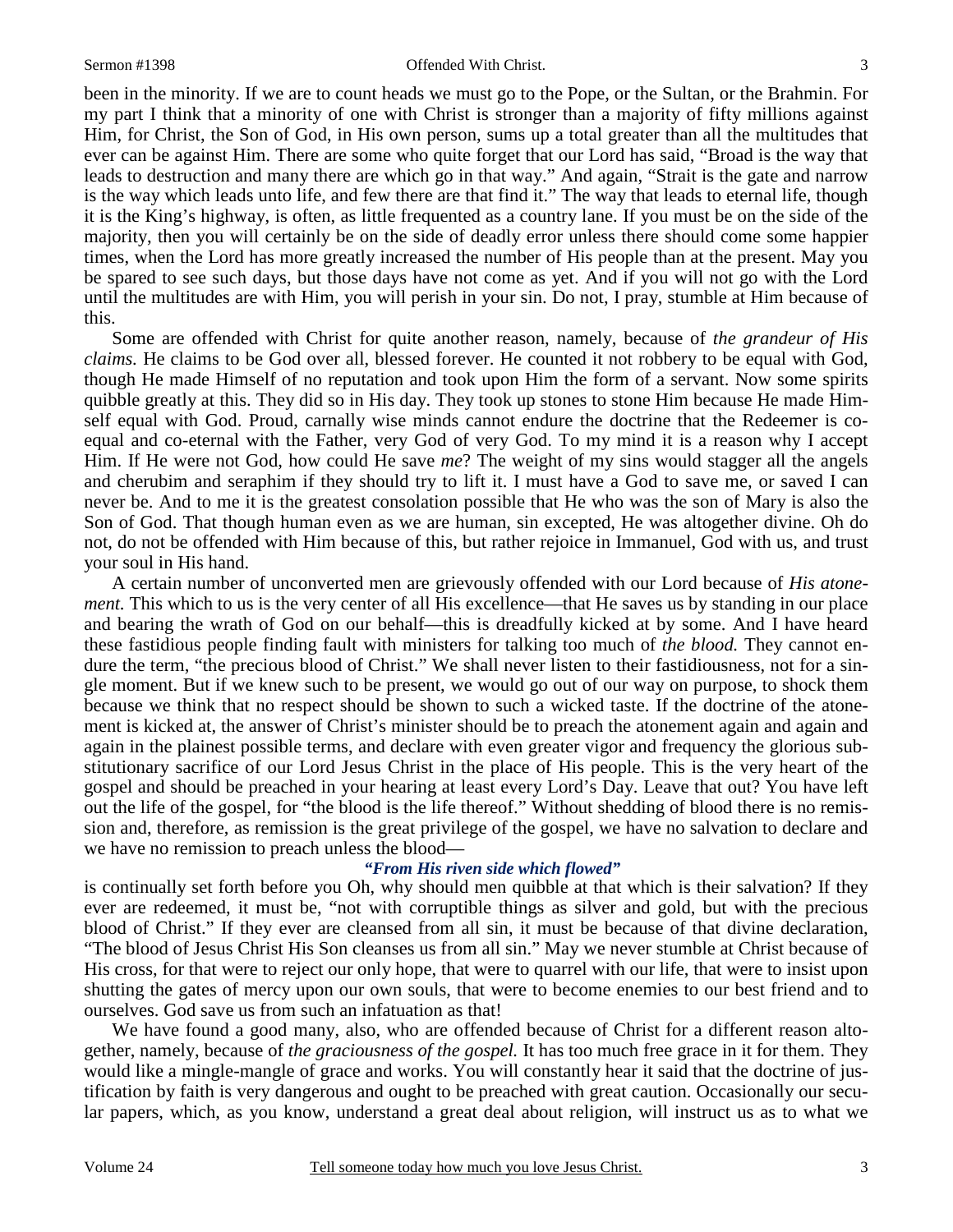been in the minority. If we are to count heads we must go to the Pope, or the Sultan, or the Brahmin. For my part I think that a minority of one with Christ is stronger than a majority of fifty millions against Him, for Christ, the Son of God, in His own person, sums up a total greater than all the multitudes that ever can be against Him. There are some who quite forget that our Lord has said, "Broad is the way that leads to destruction and many there are which go in that way." And again, "Strait is the gate and narrow is the way which leads unto life, and few there are that find it." The way that leads to eternal life, though it is the King's highway, is often, as little frequented as a country lane. If you must be on the side of the majority, then you will certainly be on the side of deadly error unless there should come some happier times, when the Lord has more greatly increased the number of His people than at the present. May you be spared to see such days, but those days have not come as yet. And if you will not go with the Lord until the multitudes are with Him, you will perish in your sin. Do not, I pray, stumble at Him because of this.

Some are offended with Christ for quite another reason, namely, because of *the grandeur of His claims.* He claims to be God over all, blessed forever. He counted it not robbery to be equal with God, though He made Himself of no reputation and took upon Him the form of a servant. Now some spirits quibble greatly at this. They did so in His day. They took up stones to stone Him because He made Himself equal with God. Proud, carnally wise minds cannot endure the doctrine that the Redeemer is co-equal and co-eternal with the Father, very God of very God. To my mind it is a reason why I accept Him. If He were not God, how could He save *me*? The weight of my sins would stagger all the angels and cherubim and seraphim if they should try to lift it. I must have a God to save me, or saved I can never be. And to me it is the greatest consolation possible that He who was the son of Mary is also the Son of God. That though human even as we are human, sin excepted, He was altogether divine. Oh do not, do not be offended with Him because of this, but rather rejoice in Immanuel, God with us, and trust your soul in His hand.

A certain number of unconverted men are grievously offended with our Lord because of *His atonement.* This which to us is the very center of all His excellence—that He saves us by standing in our place and bearing the wrath of God on our behalf—this is dreadfully kicked at by some. And I have heard these fastidious people finding fault with ministers for talking too much of *the blood.* They cannot endure the term, "the precious blood of Christ." We shall never listen to their fastidiousness, not for a single moment. But if we knew such to be present, we would go out of our way on purpose, to shock them because we think that no respect should be shown to such a wicked taste. If the doctrine of the atonement is kicked at, the answer of Christ's minister should be to preach the atonement again and again and again in the plainest possible terms, and declare with even greater vigor and frequency the glorious substitutionary sacrifice of our Lord Jesus Christ in the place of His people. This is the very heart of the gospel and should be preached in your hearing at least every Lord's Day. Leave that out? You have left out the life of the gospel, for "the blood is the life thereof." Without shedding of blood there is no remission and, therefore, as remission is the great privilege of the gospel, we have no salvation to declare and we have no remission to preach unless the blood—

***"From His riven side which flowed"***

is continually set forth before you Oh, why should men quibble at that which is their salvation? If they ever are redeemed, it must be, "not with corruptible things as silver and gold, but with the precious blood of Christ." If they ever are cleansed from all sin, it must be because of that divine declaration, "The blood of Jesus Christ His Son cleanses us from all sin." May we never stumble at Christ because of His cross, for that were to reject our only hope, that were to quarrel with our life, that were to insist upon shutting the gates of mercy upon our own souls, that were to become enemies to our best friend and to ourselves. God save us from such an infatuation as that!

We have found a good many, also, who are offended because of Christ for a different reason altogether, namely, because of *the graciousness of the gospel.* It has too much free grace in it for them. They would like a mingle-mangle of grace and works. You will constantly hear it said that the doctrine of justification by faith is very dangerous and ought to be preached with great caution. Occasionally our secular papers, which, as you know, understand a great deal about religion, will instruct us as to what we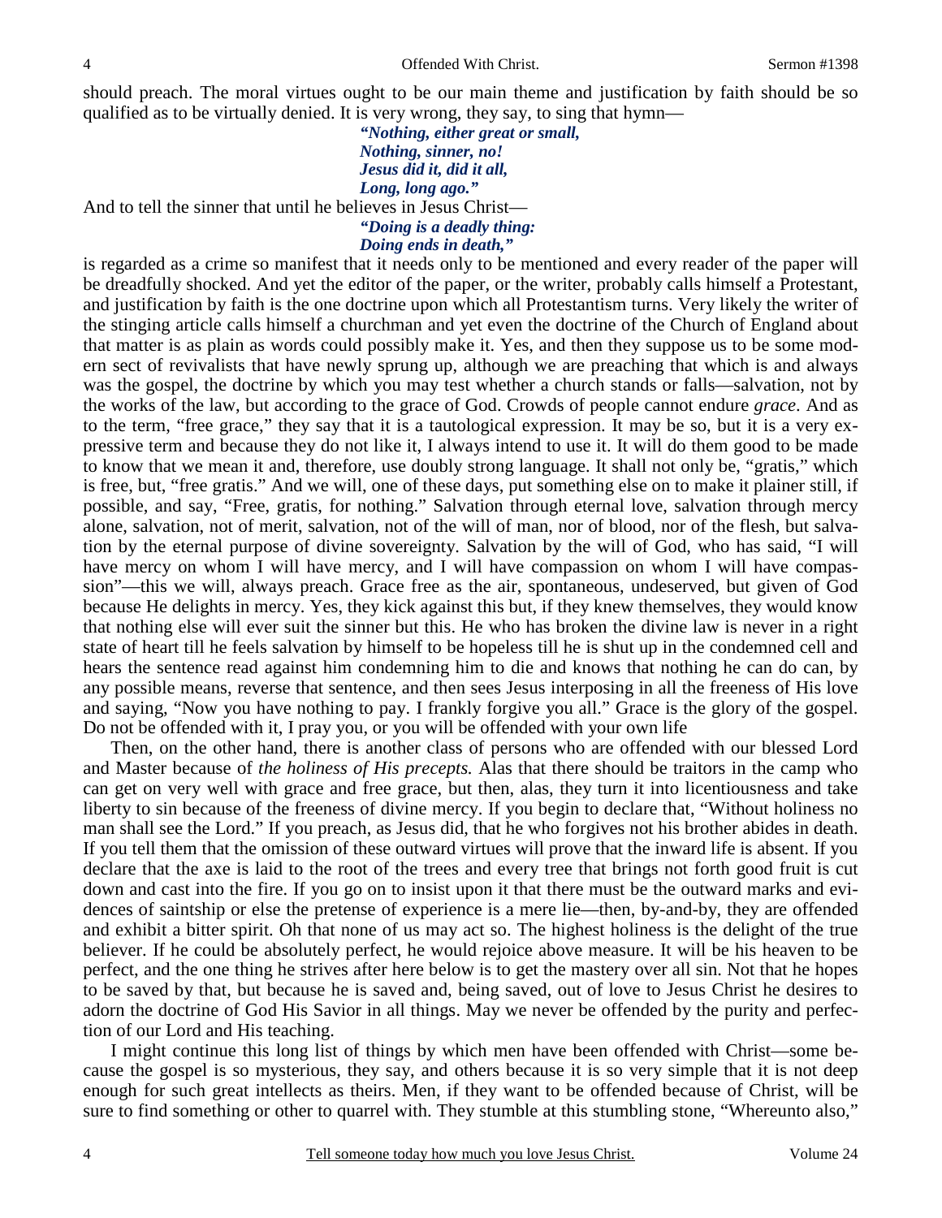should preach. The moral virtues ought to be our main theme and justification by faith should be so qualified as to be virtually denied. It is very wrong, they say, to sing that hymn—

> ***"Nothing, either great or small,***
> ***Nothing, sinner, no!***
> ***Jesus did it, did it all,***
> ***Long, long ago."***

And to tell the sinner that until he believes in Jesus Christ—

> ***"Doing is a deadly thing:***
> ***Doing ends in death,"***

is regarded as a crime so manifest that it needs only to be mentioned and every reader of the paper will be dreadfully shocked. And yet the editor of the paper, or the writer, probably calls himself a Protestant, and justification by faith is the one doctrine upon which all Protestantism turns. Very likely the writer of the stinging article calls himself a churchman and yet even the doctrine of the Church of England about that matter is as plain as words could possibly make it. Yes, and then they suppose us to be some modern sect of revivalists that have newly sprung up, although we are preaching that which is and always was the gospel, the doctrine by which you may test whether a church stands or falls—salvation, not by the works of the law, but according to the grace of God. Crowds of people cannot endure *grace*. And as to the term, "free grace," they say that it is a tautological expression. It may be so, but it is a very expressive term and because they do not like it, I always intend to use it. It will do them good to be made to know that we mean it and, therefore, use doubly strong language. It shall not only be, "gratis," which is free, but, "free gratis." And we will, one of these days, put something else on to make it plainer still, if possible, and say, "Free, gratis, for nothing." Salvation through eternal love, salvation through mercy alone, salvation, not of merit, salvation, not of the will of man, nor of blood, nor of the flesh, but salvation by the eternal purpose of divine sovereignty. Salvation by the will of God, who has said, "I will have mercy on whom I will have mercy, and I will have compassion on whom I will have compassion"—this we will, always preach. Grace free as the air, spontaneous, undeserved, but given of God because He delights in mercy. Yes, they kick against this but, if they knew themselves, they would know that nothing else will ever suit the sinner but this. He who has broken the divine law is never in a right state of heart till he feels salvation by himself to be hopeless till he is shut up in the condemned cell and hears the sentence read against him condemning him to die and knows that nothing he can do can, by any possible means, reverse that sentence, and then sees Jesus interposing in all the freeness of His love and saying, "Now you have nothing to pay. I frankly forgive you all." Grace is the glory of the gospel. Do not be offended with it, I pray you, or you will be offended with your own life

Then, on the other hand, there is another class of persons who are offended with our blessed Lord and Master because of *the holiness of His precepts.* Alas that there should be traitors in the camp who can get on very well with grace and free grace, but then, alas, they turn it into licentiousness and take liberty to sin because of the freeness of divine mercy. If you begin to declare that, "Without holiness no man shall see the Lord." If you preach, as Jesus did, that he who forgives not his brother abides in death. If you tell them that the omission of these outward virtues will prove that the inward life is absent. If you declare that the axe is laid to the root of the trees and every tree that brings not forth good fruit is cut down and cast into the fire. If you go on to insist upon it that there must be the outward marks and evidences of saintship or else the pretense of experience is a mere lie—then, by-and-by, they are offended and exhibit a bitter spirit. Oh that none of us may act so. The highest holiness is the delight of the true believer. If he could be absolutely perfect, he would rejoice above measure. It will be his heaven to be perfect, and the one thing he strives after here below is to get the mastery over all sin. Not that he hopes to be saved by that, but because he is saved and, being saved, out of love to Jesus Christ he desires to adorn the doctrine of God His Savior in all things. May we never be offended by the purity and perfection of our Lord and His teaching.

I might continue this long list of things by which men have been offended with Christ—some because the gospel is so mysterious, they say, and others because it is so very simple that it is not deep enough for such great intellects as theirs. Men, if they want to be offended because of Christ, will be sure to find something or other to quarrel with. They stumble at this stumbling stone, "Whereunto also,"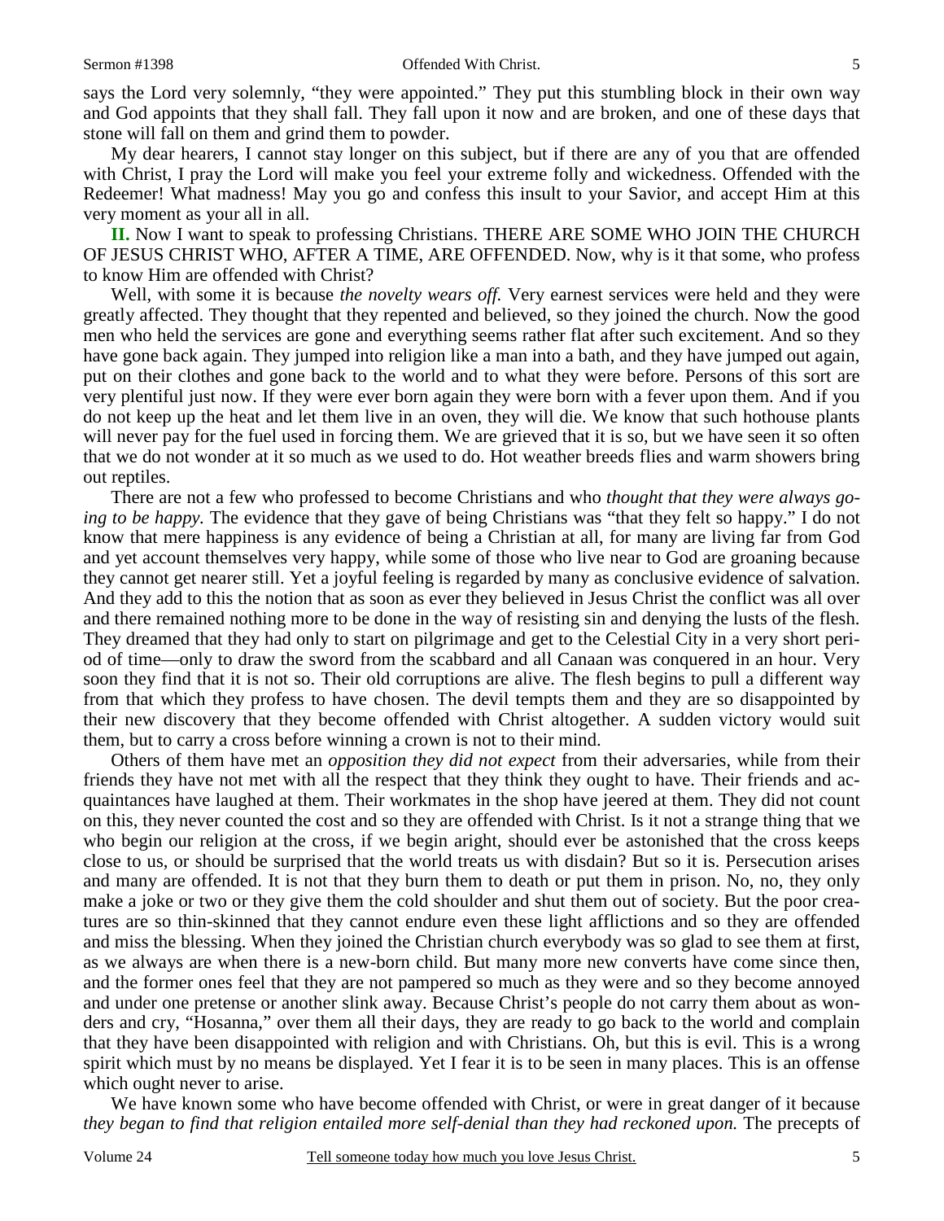says the Lord very solemnly, "they were appointed." They put this stumbling block in their own way and God appoints that they shall fall. They fall upon it now and are broken, and one of these days that stone will fall on them and grind them to powder.

My dear hearers, I cannot stay longer on this subject, but if there are any of you that are offended with Christ, I pray the Lord will make you feel your extreme folly and wickedness. Offended with the Redeemer! What madness! May you go and confess this insult to your Savior, and accept Him at this very moment as your all in all.

**II.** Now I want to speak to professing Christians. THERE ARE SOME WHO JOIN THE CHURCH OF JESUS CHRIST WHO, AFTER A TIME, ARE OFFENDED. Now, why is it that some, who profess to know Him are offended with Christ?

Well, with some it is because *the novelty wears off.* Very earnest services were held and they were greatly affected. They thought that they repented and believed, so they joined the church. Now the good men who held the services are gone and everything seems rather flat after such excitement. And so they have gone back again. They jumped into religion like a man into a bath, and they have jumped out again, put on their clothes and gone back to the world and to what they were before. Persons of this sort are very plentiful just now. If they were ever born again they were born with a fever upon them. And if you do not keep up the heat and let them live in an oven, they will die. We know that such hothouse plants will never pay for the fuel used in forcing them. We are grieved that it is so, but we have seen it so often that we do not wonder at it so much as we used to do. Hot weather breeds flies and warm showers bring out reptiles.

There are not a few who professed to become Christians and who *thought that they were always going to be happy.* The evidence that they gave of being Christians was "that they felt so happy." I do not know that mere happiness is any evidence of being a Christian at all, for many are living far from God and yet account themselves very happy, while some of those who live near to God are groaning because they cannot get nearer still. Yet a joyful feeling is regarded by many as conclusive evidence of salvation. And they add to this the notion that as soon as ever they believed in Jesus Christ the conflict was all over and there remained nothing more to be done in the way of resisting sin and denying the lusts of the flesh. They dreamed that they had only to start on pilgrimage and get to the Celestial City in a very short period of time—only to draw the sword from the scabbard and all Canaan was conquered in an hour. Very soon they find that it is not so. Their old corruptions are alive. The flesh begins to pull a different way from that which they profess to have chosen. The devil tempts them and they are so disappointed by their new discovery that they become offended with Christ altogether. A sudden victory would suit them, but to carry a cross before winning a crown is not to their mind.

Others of them have met an *opposition they did not expect* from their adversaries, while from their friends they have not met with all the respect that they think they ought to have. Their friends and acquaintances have laughed at them. Their workmates in the shop have jeered at them. They did not count on this, they never counted the cost and so they are offended with Christ. Is it not a strange thing that we who begin our religion at the cross, if we begin aright, should ever be astonished that the cross keeps close to us, or should be surprised that the world treats us with disdain? But so it is. Persecution arises and many are offended. It is not that they burn them to death or put them in prison. No, no, they only make a joke or two or they give them the cold shoulder and shut them out of society. But the poor creatures are so thin-skinned that they cannot endure even these light afflictions and so they are offended and miss the blessing. When they joined the Christian church everybody was so glad to see them at first, as we always are when there is a new-born child. But many more new converts have come since then, and the former ones feel that they are not pampered so much as they were and so they become annoyed and under one pretense or another slink away. Because Christ's people do not carry them about as wonders and cry, "Hosanna," over them all their days, they are ready to go back to the world and complain that they have been disappointed with religion and with Christians. Oh, but this is evil. This is a wrong spirit which must by no means be displayed. Yet I fear it is to be seen in many places. This is an offense which ought never to arise.

We have known some who have become offended with Christ, or were in great danger of it because *they began to find that religion entailed more self-denial than they had reckoned upon.* The precepts of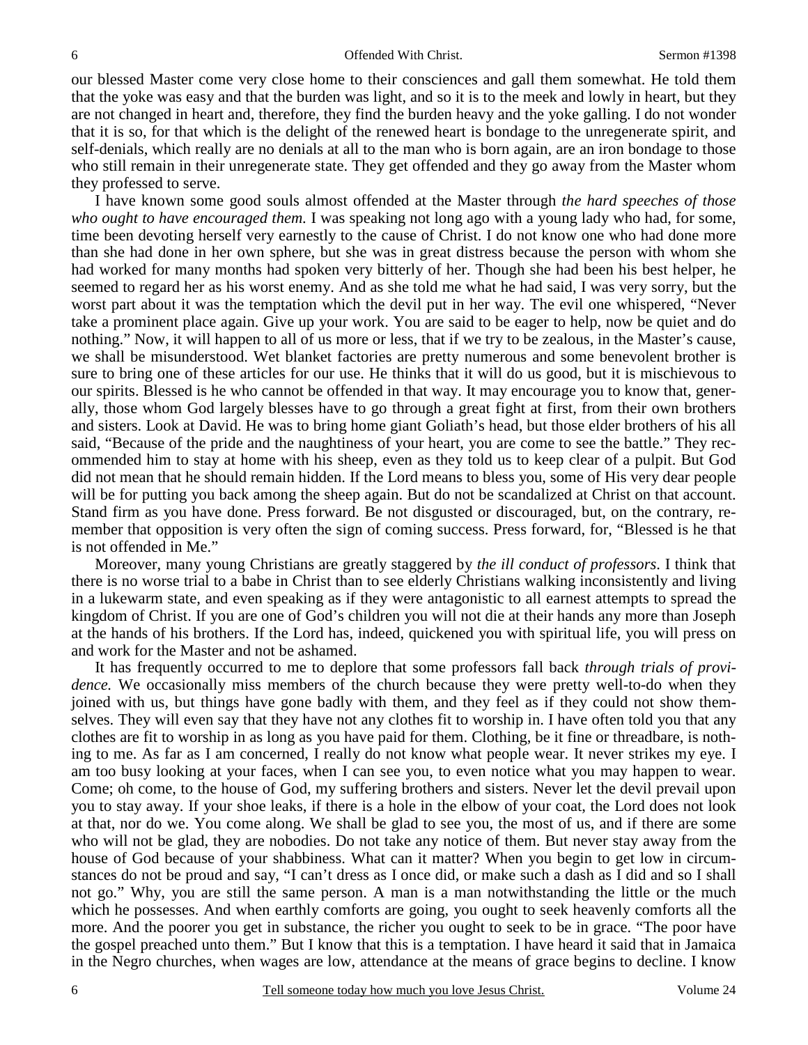our blessed Master come very close home to their consciences and gall them somewhat. He told them that the yoke was easy and that the burden was light, and so it is to the meek and lowly in heart, but they are not changed in heart and, therefore, they find the burden heavy and the yoke galling. I do not wonder that it is so, for that which is the delight of the renewed heart is bondage to the unregenerate spirit, and self-denials, which really are no denials at all to the man who is born again, are an iron bondage to those who still remain in their unregenerate state. They get offended and they go away from the Master whom they professed to serve.

I have known some good souls almost offended at the Master through *the hard speeches of those who ought to have encouraged them.* I was speaking not long ago with a young lady who had, for some, time been devoting herself very earnestly to the cause of Christ. I do not know one who had done more than she had done in her own sphere, but she was in great distress because the person with whom she had worked for many months had spoken very bitterly of her. Though she had been his best helper, he seemed to regard her as his worst enemy. And as she told me what he had said, I was very sorry, but the worst part about it was the temptation which the devil put in her way. The evil one whispered, "Never take a prominent place again. Give up your work. You are said to be eager to help, now be quiet and do nothing." Now, it will happen to all of us more or less, that if we try to be zealous, in the Master's cause, we shall be misunderstood. Wet blanket factories are pretty numerous and some benevolent brother is sure to bring one of these articles for our use. He thinks that it will do us good, but it is mischievous to our spirits. Blessed is he who cannot be offended in that way. It may encourage you to know that, generally, those whom God largely blesses have to go through a great fight at first, from their own brothers and sisters. Look at David. He was to bring home giant Goliath's head, but those elder brothers of his all said, "Because of the pride and the naughtiness of your heart, you are come to see the battle." They recommended him to stay at home with his sheep, even as they told us to keep clear of a pulpit. But God did not mean that he should remain hidden. If the Lord means to bless you, some of His very dear people will be for putting you back among the sheep again. But do not be scandalized at Christ on that account. Stand firm as you have done. Press forward. Be not disgusted or discouraged, but, on the contrary, remember that opposition is very often the sign of coming success. Press forward, for, "Blessed is he that is not offended in Me."

Moreover, many young Christians are greatly staggered by *the ill conduct of professors*. I think that there is no worse trial to a babe in Christ than to see elderly Christians walking inconsistently and living in a lukewarm state, and even speaking as if they were antagonistic to all earnest attempts to spread the kingdom of Christ. If you are one of God's children you will not die at their hands any more than Joseph at the hands of his brothers. If the Lord has, indeed, quickened you with spiritual life, you will press on and work for the Master and not be ashamed.

It has frequently occurred to me to deplore that some professors fall back *through trials of providence.* We occasionally miss members of the church because they were pretty well-to-do when they joined with us, but things have gone badly with them, and they feel as if they could not show themselves. They will even say that they have not any clothes fit to worship in. I have often told you that any clothes are fit to worship in as long as you have paid for them. Clothing, be it fine or threadbare, is nothing to me. As far as I am concerned, I really do not know what people wear. It never strikes my eye. I am too busy looking at your faces, when I can see you, to even notice what you may happen to wear. Come; oh come, to the house of God, my suffering brothers and sisters. Never let the devil prevail upon you to stay away. If your shoe leaks, if there is a hole in the elbow of your coat, the Lord does not look at that, nor do we. You come along. We shall be glad to see you, the most of us, and if there are some who will not be glad, they are nobodies. Do not take any notice of them. But never stay away from the house of God because of your shabbiness. What can it matter? When you begin to get low in circumstances do not be proud and say, "I can't dress as I once did, or make such a dash as I did and so I shall not go." Why, you are still the same person. A man is a man notwithstanding the little or the much which he possesses. And when earthly comforts are going, you ought to seek heavenly comforts all the more. And the poorer you get in substance, the richer you ought to seek to be in grace. "The poor have the gospel preached unto them." But I know that this is a temptation. I have heard it said that in Jamaica in the Negro churches, when wages are low, attendance at the means of grace begins to decline. I know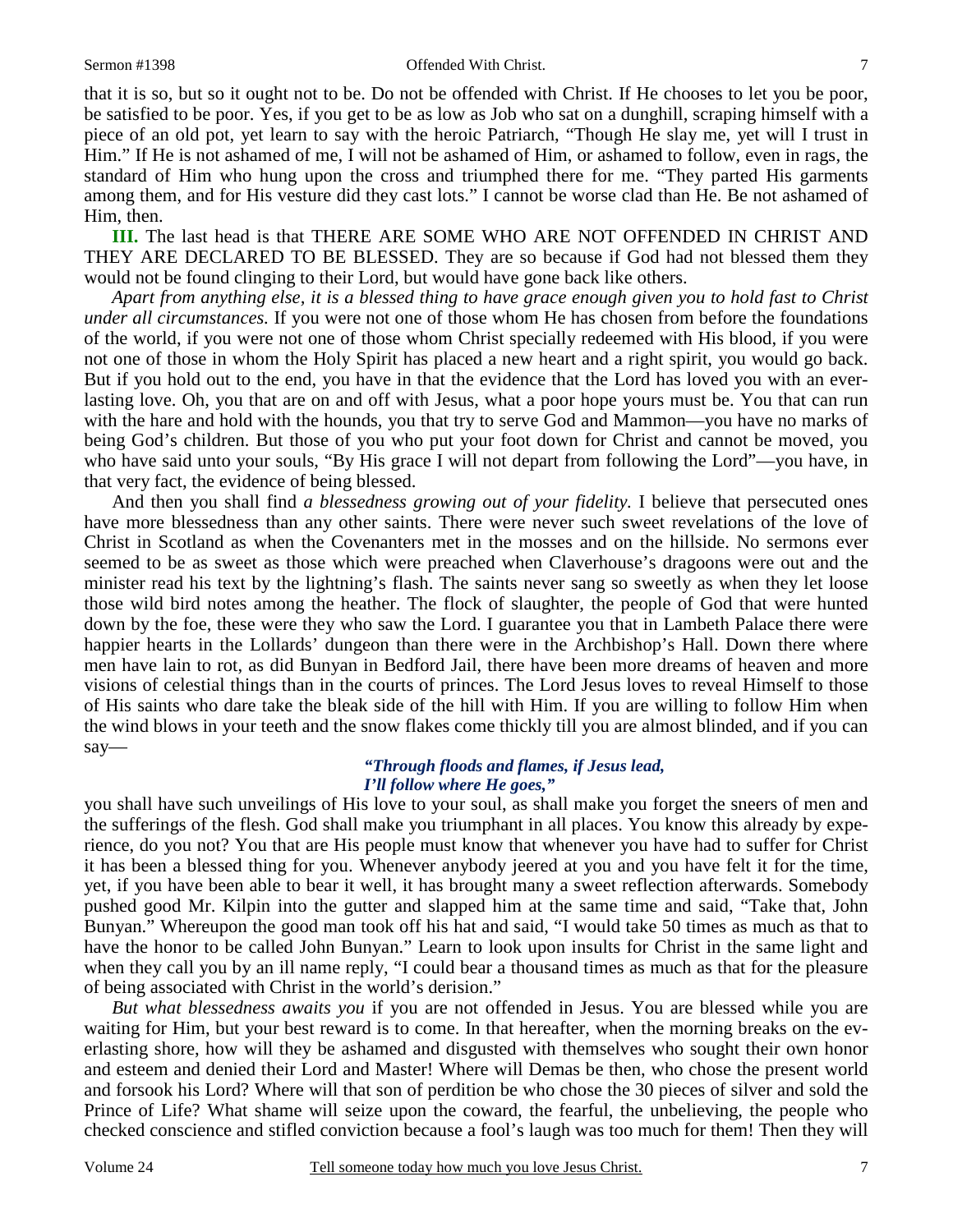that it is so, but so it ought not to be. Do not be offended with Christ. If He chooses to let you be poor, be satisfied to be poor. Yes, if you get to be as low as Job who sat on a dunghill, scraping himself with a piece of an old pot, yet learn to say with the heroic Patriarch, "Though He slay me, yet will I trust in Him." If He is not ashamed of me, I will not be ashamed of Him, or ashamed to follow, even in rags, the standard of Him who hung upon the cross and triumphed there for me. "They parted His garments among them, and for His vesture did they cast lots." I cannot be worse clad than He. Be not ashamed of Him, then.

**III.** The last head is that THERE ARE SOME WHO ARE NOT OFFENDED IN CHRIST AND THEY ARE DECLARED TO BE BLESSED. They are so because if God had not blessed them they would not be found clinging to their Lord, but would have gone back like others.

*Apart from anything else, it is a blessed thing to have grace enough given you to hold fast to Christ under all circumstances.* If you were not one of those whom He has chosen from before the foundations of the world, if you were not one of those whom Christ specially redeemed with His blood, if you were not one of those in whom the Holy Spirit has placed a new heart and a right spirit, you would go back. But if you hold out to the end, you have in that the evidence that the Lord has loved you with an everlasting love. Oh, you that are on and off with Jesus, what a poor hope yours must be. You that can run with the hare and hold with the hounds, you that try to serve God and Mammon—you have no marks of being God's children. But those of you who put your foot down for Christ and cannot be moved, you who have said unto your souls, "By His grace I will not depart from following the Lord"—you have, in that very fact, the evidence of being blessed.

And then you shall find *a blessedness growing out of your fidelity.* I believe that persecuted ones have more blessedness than any other saints. There were never such sweet revelations of the love of Christ in Scotland as when the Covenanters met in the mosses and on the hillside. No sermons ever seemed to be as sweet as those which were preached when Claverhouse's dragoons were out and the minister read his text by the lightning's flash. The saints never sang so sweetly as when they let loose those wild bird notes among the heather. The flock of slaughter, the people of God that were hunted down by the foe, these were they who saw the Lord. I guarantee you that in Lambeth Palace there were happier hearts in the Lollards' dungeon than there were in the Archbishop's Hall. Down there where men have lain to rot, as did Bunyan in Bedford Jail, there have been more dreams of heaven and more visions of celestial things than in the courts of princes. The Lord Jesus loves to reveal Himself to those of His saints who dare take the bleak side of the hill with Him. If you are willing to follow Him when the wind blows in your teeth and the snow flakes come thickly till you are almost blinded, and if you can say—

> ***"Through floods and flames, if Jesus lead,***
> ***I'll follow where He goes,"***

you shall have such unveilings of His love to your soul, as shall make you forget the sneers of men and the sufferings of the flesh. God shall make you triumphant in all places. You know this already by experience, do you not? You that are His people must know that whenever you have had to suffer for Christ it has been a blessed thing for you. Whenever anybody jeered at you and you have felt it for the time, yet, if you have been able to bear it well, it has brought many a sweet reflection afterwards. Somebody pushed good Mr. Kilpin into the gutter and slapped him at the same time and said, "Take that, John Bunyan." Whereupon the good man took off his hat and said, "I would take 50 times as much as that to have the honor to be called John Bunyan." Learn to look upon insults for Christ in the same light and when they call you by an ill name reply, "I could bear a thousand times as much as that for the pleasure of being associated with Christ in the world's derision."

*But what blessedness awaits you* if you are not offended in Jesus. You are blessed while you are waiting for Him, but your best reward is to come. In that hereafter, when the morning breaks on the everlasting shore, how will they be ashamed and disgusted with themselves who sought their own honor and esteem and denied their Lord and Master! Where will Demas be then, who chose the present world and forsook his Lord? Where will that son of perdition be who chose the 30 pieces of silver and sold the Prince of Life? What shame will seize upon the coward, the fearful, the unbelieving, the people who checked conscience and stifled conviction because a fool's laugh was too much for them! Then they will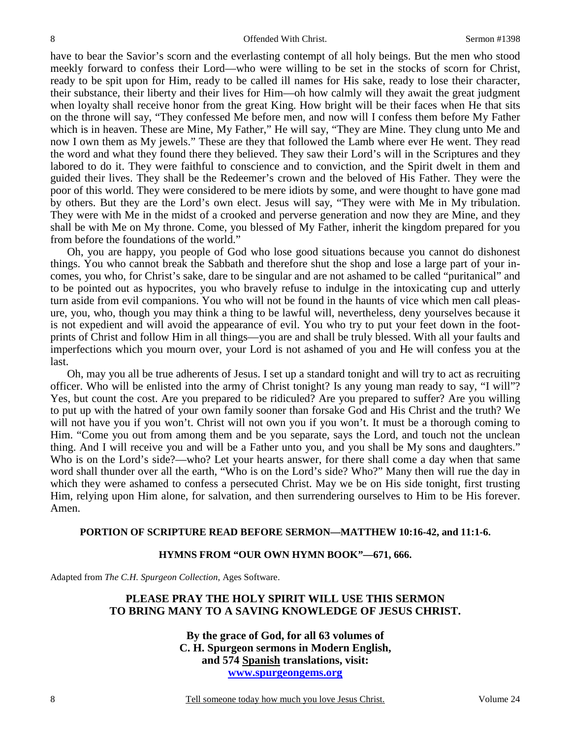have to bear the Savior's scorn and the everlasting contempt of all holy beings. But the men who stood meekly forward to confess their Lord—who were willing to be set in the stocks of scorn for Christ, ready to be spit upon for Him, ready to be called ill names for His sake, ready to lose their character, their substance, their liberty and their lives for Him—oh how calmly will they await the great judgment when loyalty shall receive honor from the great King. How bright will be their faces when He that sits on the throne will say, "They confessed Me before men, and now will I confess them before My Father which is in heaven. These are Mine, My Father," He will say, "They are Mine. They clung unto Me and now I own them as My jewels." These are they that followed the Lamb where ever He went. They read the word and what they found there they believed. They saw their Lord's will in the Scriptures and they labored to do it. They were faithful to conscience and to conviction, and the Spirit dwelt in them and guided their lives. They shall be the Redeemer's crown and the beloved of His Father. They were the poor of this world. They were considered to be mere idiots by some, and were thought to have gone mad by others. But they are the Lord's own elect. Jesus will say, "They were with Me in My tribulation. They were with Me in the midst of a crooked and perverse generation and now they are Mine, and they shall be with Me on My throne. Come, you blessed of My Father, inherit the kingdom prepared for you from before the foundations of the world."

Oh, you are happy, you people of God who lose good situations because you cannot do dishonest things. You who cannot break the Sabbath and therefore shut the shop and lose a large part of your incomes, you who, for Christ's sake, dare to be singular and are not ashamed to be called "puritanical" and to be pointed out as hypocrites, you who bravely refuse to indulge in the intoxicating cup and utterly turn aside from evil companions. You who will not be found in the haunts of vice which men call pleasure, you, who, though you may think a thing to be lawful will, nevertheless, deny yourselves because it is not expedient and will avoid the appearance of evil. You who try to put your feet down in the footprints of Christ and follow Him in all things—you are and shall be truly blessed. With all your faults and imperfections which you mourn over, your Lord is not ashamed of you and He will confess you at the last.

Oh, may you all be true adherents of Jesus. I set up a standard tonight and will try to act as recruiting officer. Who will be enlisted into the army of Christ tonight? Is any young man ready to say, "I will"? Yes, but count the cost. Are you prepared to be ridiculed? Are you prepared to suffer? Are you willing to put up with the hatred of your own family sooner than forsake God and His Christ and the truth? We will not have you if you won't. Christ will not own you if you won't. It must be a thorough coming to Him. "Come you out from among them and be you separate, says the Lord, and touch not the unclean thing. And I will receive you and will be a Father unto you, and you shall be My sons and daughters." Who is on the Lord's side?—who? Let your hearts answer, for there shall come a day when that same word shall thunder over all the earth, "Who is on the Lord's side? Who?" Many then will rue the day in which they were ashamed to confess a persecuted Christ. May we be on His side tonight, first trusting Him, relying upon Him alone, for salvation, and then surrendering ourselves to Him to be His forever. Amen.

**PORTION OF SCRIPTURE READ BEFORE SERMON—MATTHEW 10:16-42, and 11:1-6.**

**HYMNS FROM "OUR OWN HYMN BOOK"—671, 666.**

Adapted from *The C.H. Spurgeon Collection*, Ages Software.

**PLEASE PRAY THE HOLY SPIRIT WILL USE THIS SERMON TO BRING MANY TO A SAVING KNOWLEDGE OF JESUS CHRIST.**

**By the grace of God, for all 63 volumes of C. H. Spurgeon sermons in Modern English, and 574 Spanish translations, visit: www.spurgeongems.org**